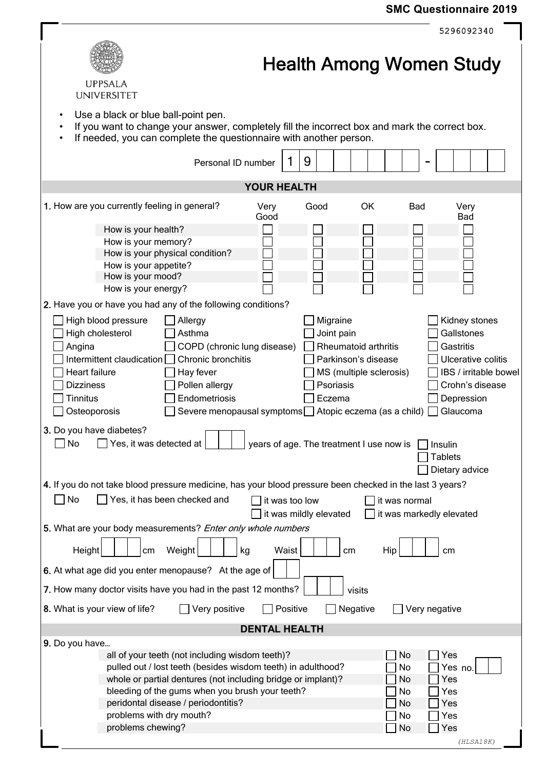SMC Questionnaire 2019

5296092340

UPPSALA UNIVERSITET

# Health Among Women Study

- Use a black or blue ball-point pen.
- If you want to change your answer, completely fill the incorrect box and mark the correct box.
- If needed, you can complete the questionnaire with another person.

Personal ID number 1 9 ☐☐☐☐☐☐ - ☐☐☐☐

## YOUR HEALTH

**1.** How are you currently feeling in general?

| | Very Good | Good | OK | Bad | Very Bad |
|---|---|---|---|---|---|
| How is your health? | ☐ | ☐ | ☐ | ☐ | ☐ |
| How is your memory? | ☐ | ☐ | ☐ | ☐ | ☐ |
| How is your physical condition? | ☐ | ☐ | ☐ | ☐ | ☐ |
| How is your appetite? | ☐ | ☐ | ☐ | ☐ | ☐ |
| How is your mood? | ☐ | ☐ | ☐ | ☐ | ☐ |
| How is your energy? | ☐ | ☐ | ☐ | ☐ | ☐ |

**2.** Have you or have you had any of the following conditions?

| | | | |
|---|---|---|---|
| ☐ High blood pressure | ☐ Allergy | ☐ Migraine | ☐ Kidney stones |
| ☐ High cholesterol | ☐ Asthma | ☐ Joint pain | ☐ Gallstones |
| ☐ Angina | ☐ COPD (chronic lung disease) | ☐ Rheumatoid arthritis | ☐ Gastritis |
| ☐ Intermittent claudication | ☐ Chronic bronchitis | ☐ Parkinson's disease | ☐ Ulcerative colitis |
| ☐ Heart failure | ☐ Hay fever | ☐ MS (multiple sclerosis) | ☐ IBS / irritable bowel |
| ☐ Dizziness | ☐ Pollen allergy | ☐ Psoriasis | ☐ Crohn's disease |
| ☐ Tinnitus | ☐ Endometriosis | ☐ Eczema | ☐ Depression |
| ☐ Osteoporosis | ☐ Severe menopausal symptoms | ☐ Atopic eczema (as a child) | ☐ Glaucoma |

**3.** Do you have diabetes?

☐ No ☐ Yes, it was detected at ☐☐☐ years of age. The treatment I use now is ☐ Insulin ☐ Tablets ☐ Dietary advice

**4.** If you do not take blood pressure medicine, has your blood pressure been checked in the last 3 years?

☐ No ☐ Yes, it has been checked and ☐ it was too low ☐ it was normal ☐ it was mildly elevated ☐ it was markedly elevated

**5.** What are your body measurements? *Enter only whole numbers*

Height ☐☐☐ cm Weight ☐☐☐ kg Waist ☐☐☐ cm Hip ☐☐☐ cm

**6.** At what age did you enter menopause? At the age of ☐☐

**7.** How many doctor visits have you had in the past 12 months? ☐☐☐ visits

**8.** What is your view of life? ☐ Very positive ☐ Positive ☐ Negative ☐ Very negative

## DENTAL HEALTH

**9.** Do you have...

| | | |
|---|---|---|
| all of your teeth (not including wisdom teeth)? | ☐ No | ☐ Yes |
| pulled out / lost teeth (besides wisdom teeth) in adulthood? | ☐ No | ☐ Yes no. ☐☐ |
| whole or partial dentures (not including bridge or implant)? | ☐ No | ☐ Yes |
| bleeding of the gums when you brush your teeth? | ☐ No | ☐ Yes |
| peridontal disease / periodontitis? | ☐ No | ☐ Yes |
| problems with dry mouth? | ☐ No | ☐ Yes |
| problems chewing? | ☐ No | ☐ Yes |

(HLSA18K)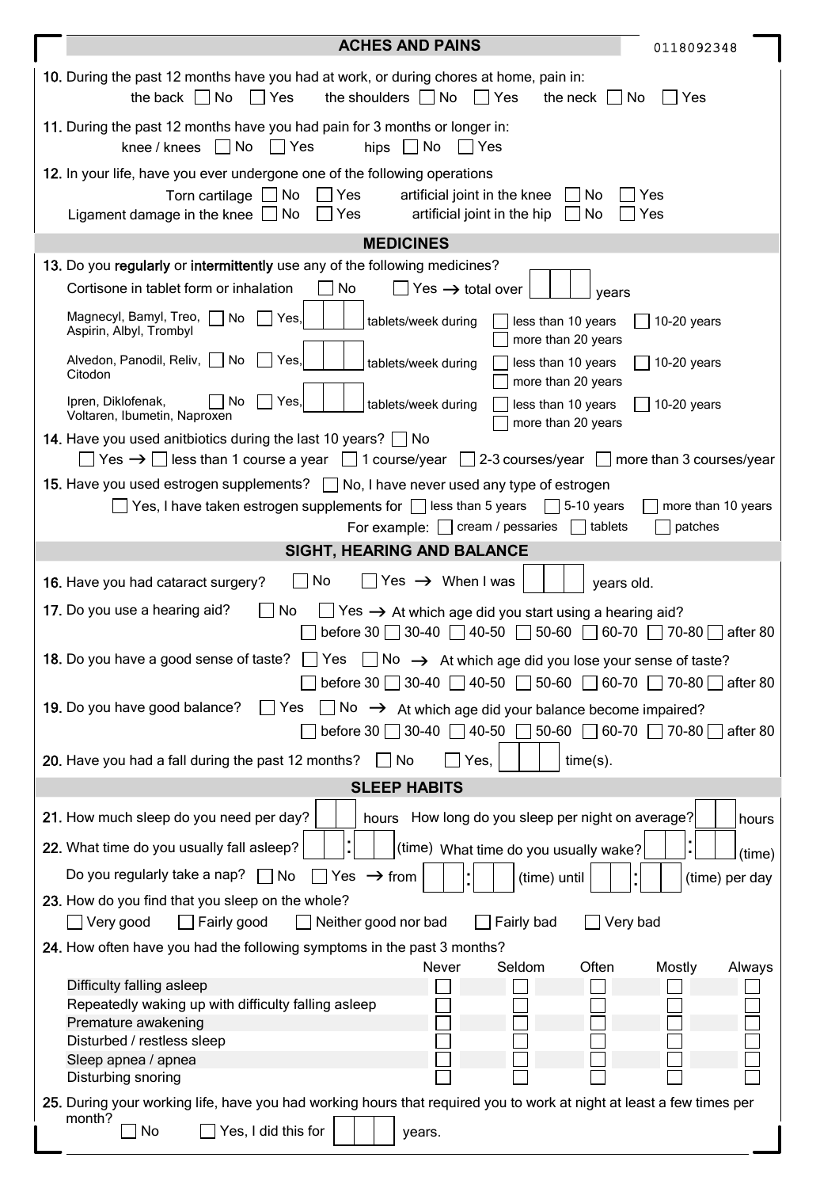## ACHES AND PAINS

0118092348

**10.** During the past 12 months have you had at work, or during chores at home, pain in:

the back ☐ No ☐ Yes  the shoulders ☐ No ☐ Yes  the neck ☐ No ☐ Yes

**11.** During the past 12 months have you had pain for 3 months or longer in:

knee / knees ☐ No ☐ Yes  hips ☐ No ☐ Yes

**12.** In your life, have you ever undergone one of the following operations

Torn cartilage ☐ No ☐ Yes  artificial joint in the knee ☐ No ☐ Yes

Ligament damage in the knee ☐ No ☐ Yes  artificial joint in the hip ☐ No ☐ Yes

## MEDICINES

**13.** Do you **regularly** or **intermittently** use any of the following medicines?

Cortisone in tablet form or inhalation ☐ No ☐ Yes → total over ☐☐☐ years

Magnecyl, Bamyl, Treo, Aspirin, Albyl, Trombyl ☐ No ☐ Yes, ☐☐☐ tablets/week during ☐ less than 10 years ☐ 10-20 years ☐ more than 20 years

Alvedon, Panodil, Reliv, Citodon ☐ No ☐ Yes, ☐☐☐ tablets/week during ☐ less than 10 years ☐ 10-20 years ☐ more than 20 years

Ipren, Diklofenak, Voltaren, Ibumetin, Naproxen ☐ No ☐ Yes, ☐☐☐ tablets/week during ☐ less than 10 years ☐ 10-20 years ☐ more than 20 years

**14.** Have you used anitbiotics during the last 10 years? ☐ No

☐ Yes → ☐ less than 1 course a year ☐ 1 course/year ☐ 2-3 courses/year ☐ more than 3 courses/year

**15.** Have you used estrogen supplements? ☐ No, I have never used any type of estrogen

☐ Yes, I have taken estrogen supplements for ☐ less than 5 years ☐ 5-10 years ☐ more than 10 years

For example: ☐ cream / pessaries ☐ tablets ☐ patches

## SIGHT, HEARING AND BALANCE

**16.** Have you had cataract surgery? ☐ No ☐ Yes → When I was ☐☐ years old.

**17.** Do you use a hearing aid? ☐ No ☐ Yes → At which age did you start using a hearing aid?

☐ before 30 ☐ 30-40 ☐ 40-50 ☐ 50-60 ☐ 60-70 ☐ 70-80 ☐ after 80

**18.** Do you have a good sense of taste? ☐ Yes ☐ No → At which age did you lose your sense of taste?

☐ before 30 ☐ 30-40 ☐ 40-50 ☐ 50-60 ☐ 60-70 ☐ 70-80 ☐ after 80

**19.** Do you have good balance? ☐ Yes ☐ No → At which age did your balance become impaired?

☐ before 30 ☐ 30-40 ☐ 40-50 ☐ 50-60 ☐ 60-70 ☐ 70-80 ☐ after 80

**20.** Have you had a fall during the past 12 months? ☐ No ☐ Yes, ☐☐ time(s).

## SLEEP HABITS

**21.** How much sleep do you need per day? ☐☐ hours  How long do you sleep per night on average? ☐☐ hours

**22.** What time do you usually fall asleep? ☐☐:☐☐ (time)  What time do you usually wake? ☐☐:☐☐ (time)

Do you regularly take a nap? ☐ No ☐ Yes → from ☐☐:☐☐ (time) until ☐☐:☐☐ (time) per day

**23.** How do you find that you sleep on the whole?

☐ Very good ☐ Fairly good ☐ Neither good nor bad ☐ Fairly bad ☐ Very bad

**24.** How often have you had the following symptoms in the past 3 months?

| | Never | Seldom | Often | Mostly | Always |
|---|---|---|---|---|---|
| Difficulty falling asleep | ☐ | ☐ | ☐ | ☐ | ☐ |
| Repeatedly waking up with difficulty falling asleep | ☐ | ☐ | ☐ | ☐ | ☐ |
| Premature awakening | ☐ | ☐ | ☐ | ☐ | ☐ |
| Disturbed / restless sleep | ☐ | ☐ | ☐ | ☐ | ☐ |
| Sleep apnea / apnea | ☐ | ☐ | ☐ | ☐ | ☐ |
| Disturbing snoring | ☐ | ☐ | ☐ | ☐ | ☐ |

**25.** During your working life, have you had working hours that required you to work at night at least a few times per month?

☐ No ☐ Yes, I did this for ☐☐☐ years.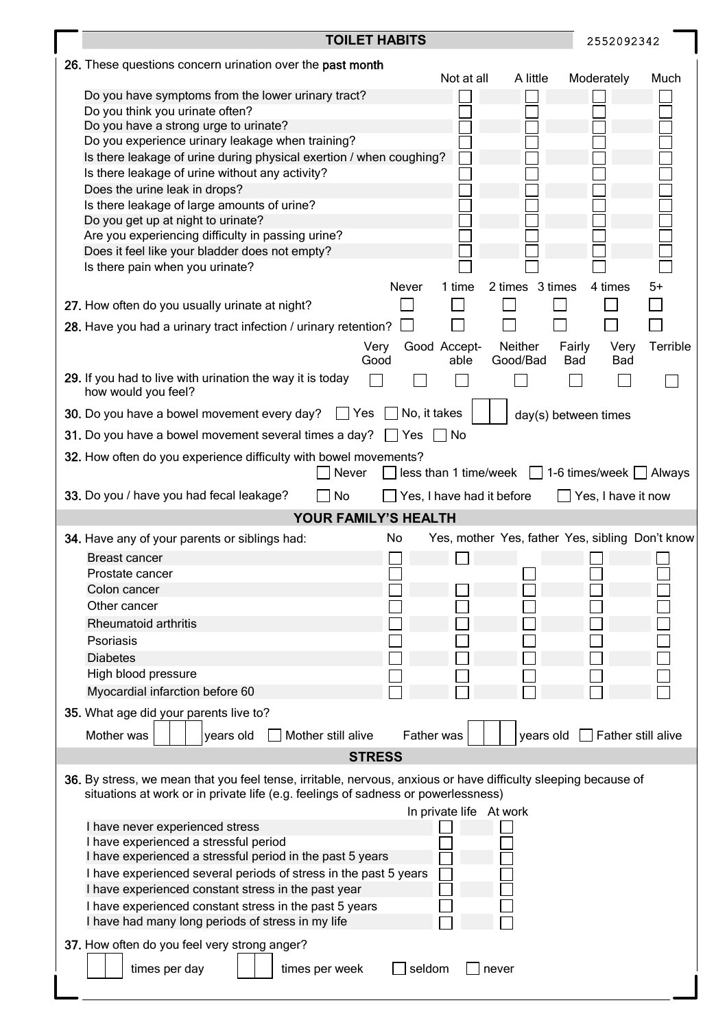## TOILET HABITS

2552092342

**26.** These questions concern urination over the **past month**

| | Not at all | A little | Moderately | Much |
|---|---|---|---|---|
| Do you have symptoms from the lower urinary tract? | ☐ | ☐ | ☐ | ☐ |
| Do you think you urinate often? | ☐ | ☐ | ☐ | ☐ |
| Do you have a strong urge to urinate? | ☐ | ☐ | ☐ | ☐ |
| Do you experience urinary leakage when training? | ☐ | ☐ | ☐ | ☐ |
| Is there leakage of urine during physical exertion / when coughing? | ☐ | ☐ | ☐ | ☐ |
| Is there leakage of urine without any activity? | ☐ | ☐ | ☐ | ☐ |
| Does the urine leak in drops? | ☐ | ☐ | ☐ | ☐ |
| Is there leakage of large amounts of urine? | ☐ | ☐ | ☐ | ☐ |
| Do you get up at night to urinate? | ☐ | ☐ | ☐ | ☐ |
| Are you experiencing difficulty in passing urine? | ☐ | ☐ | ☐ | ☐ |
| Does it feel like your bladder does not empty? | ☐ | ☐ | ☐ | ☐ |
| Is there pain when you urinate? | ☐ | ☐ | ☐ | ☐ |

| | Never | 1 time | 2 times | 3 times | 4 times | 5+ |
|---|---|---|---|---|---|---|
| **27.** How often do you usually urinate at night? | ☐ | ☐ | ☐ | ☐ | ☐ | ☐ |
| **28.** Have you had a urinary tract infection / urinary retention? | ☐ | ☐ | ☐ | ☐ | ☐ | ☐ |

| | Very Good | Good | Acceptable | Neither Good/Bad | Fairly Bad | Very Bad | Terrible |
|---|---|---|---|---|---|---|---|
| **29.** If you had to live with urination the way it is today how would you feel? | ☐ | ☐ | ☐ | ☐ | ☐ | ☐ | ☐ |

**30.** Do you have a bowel movement every day? ☐ Yes ☐ No, it takes ☐☐ day(s) between times

**31.** Do you have a bowel movement several times a day? ☐ Yes ☐ No

**32.** How often do you experience difficulty with bowel movements?
☐ Never ☐ less than 1 time/week ☐ 1-6 times/week ☐ Always

**33.** Do you / have you had fecal leakage? ☐ No ☐ Yes, I have had it before ☐ Yes, I have it now

## YOUR FAMILY'S HEALTH

| **34.** Have any of your parents or siblings had: | No | Yes, mother | Yes, father | Yes, sibling | Don't know |
|---|---|---|---|---|---|
| Breast cancer | ☐ | ☐ | | ☐ | ☐ |
| Prostate cancer | ☐ | | ☐ | ☐ | ☐ |
| Colon cancer | ☐ | ☐ | ☐ | ☐ | ☐ |
| Other cancer | ☐ | ☐ | ☐ | ☐ | ☐ |
| Rheumatoid arthritis | ☐ | ☐ | ☐ | ☐ | ☐ |
| Psoriasis | ☐ | ☐ | ☐ | ☐ | ☐ |
| Diabetes | ☐ | ☐ | ☐ | ☐ | ☐ |
| High blood pressure | ☐ | ☐ | ☐ | ☐ | ☐ |
| Myocardial infarction before 60 | ☐ | ☐ | ☐ | ☐ | ☐ |

**35.** What age did your parents live to?

Mother was ☐☐☐ years old ☐ Mother still alive Father was ☐☐☐ years old ☐ Father still alive

## STRESS

**36.** By stress, we mean that you feel tense, irritable, nervous, anxious or have difficulty sleeping because of situations at work or in private life (e.g. feelings of sadness or powerlessness)

| | In private life | At work |
|---|---|---|
| I have never experienced stress | ☐ | ☐ |
| I have experienced a stressful period | ☐ | ☐ |
| I have experienced a stressful period in the past 5 years | ☐ | ☐ |
| I have experienced several periods of stress in the past 5 years | ☐ | ☐ |
| I have experienced constant stress in the past year | ☐ | ☐ |
| I have experienced constant stress in the past 5 years | ☐ | ☐ |
| I have had many long periods of stress in my life | ☐ | ☐ |

**37.** How often do you feel very strong anger?

☐☐ times per day ☐☐ times per week ☐ seldom ☐ never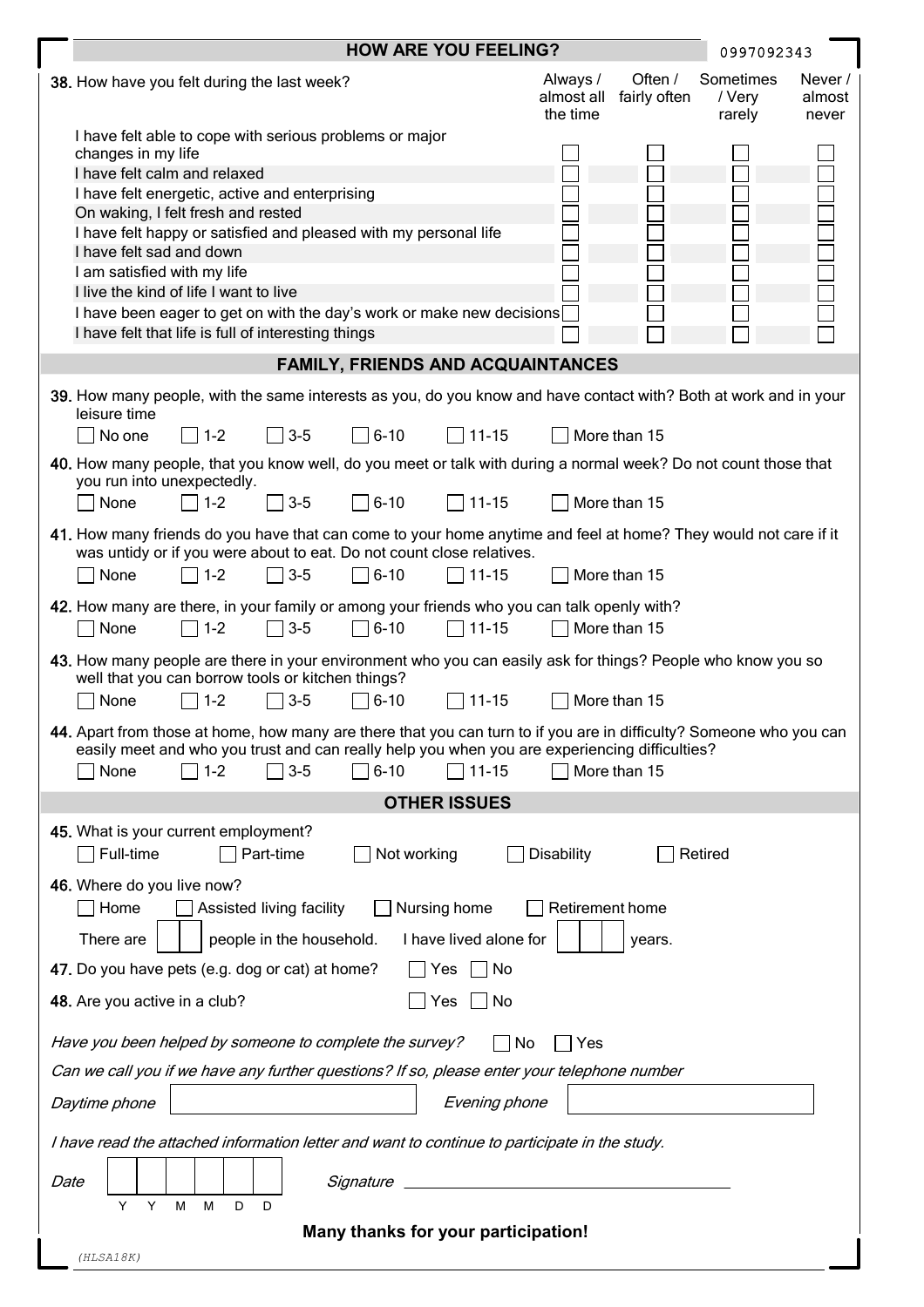## HOW AREA YOU FEELING?

0997092343

**38.** How have you felt during the last week?

| | Always / almost all the time | Often / fairly often | Sometimes / Very rarely | Never / almost never |
|---|---|---|---|---|
| I have felt able to cope with serious problems or major changes in my life | ☐ | ☐ | ☐ | ☐ |
| I have felt calm and relaxed | ☐ | ☐ | ☐ | ☐ |
| I have felt energetic, active and enterprising | ☐ | ☐ | ☐ | ☐ |
| On waking, I felt fresh and rested | ☐ | ☐ | ☐ | ☐ |
| I have felt happy or satisfied and pleased with my personal life | ☐ | ☐ | ☐ | ☐ |
| I have felt sad and down | ☐ | ☐ | ☐ | ☐ |
| I am satisfied with my life | ☐ | ☐ | ☐ | ☐ |
| I live the kind of life I want to live | ☐ | ☐ | ☐ | ☐ |
| I have been eager to get on with the day's work or make new decisions | ☐ | ☐ | ☐ | ☐ |
| I have felt that life is full of interesting things | ☐ | ☐ | ☐ | ☐ |

## FAMILY, FRIENDS AND ACQUAINTANCES

**39.** How many people, with the same interests as you, do you know and have contact with? Both at work and in your leisure time

☐ No one ☐ 1-2 ☐ 3-5 ☐ 6-10 ☐ 11-15 ☐ More than 15

**40.** How many people, that you know well, do you meet or talk with during a normal week? Do not count those that you run into unexpectedly.

☐ None ☐ 1-2 ☐ 3-5 ☐ 6-10 ☐ 11-15 ☐ More than 15

**41.** How many friends do you have that can come to your home anytime and feel at home? They would not care if it was untidy or if you were about to eat. Do not count close relatives.

☐ None ☐ 1-2 ☐ 3-5 ☐ 6-10 ☐ 11-15 ☐ More than 15

**42.** How many are there, in your family or among your friends who you can talk openly with?

☐ None ☐ 1-2 ☐ 3-5 ☐ 6-10 ☐ 11-15 ☐ More than 15

**43.** How many people are there in your environment who you can easily ask for things? People who know you so well that you can borrow tools or kitchen things?

☐ None ☐ 1-2 ☐ 3-5 ☐ 6-10 ☐ 11-15 ☐ More than 15

**44.** Apart from those at home, how many are there that you can turn to if you are in difficulty? Someone who you can easily meet and who you trust and can really help you when you are experiencing difficulties?

☐ None ☐ 1-2 ☐ 3-5 ☐ 6-10 ☐ 11-15 ☐ More than 15

## OTHER ISSUES

**45.** What is your current employment?

☐ Full-time ☐ Part-time ☐ Not working ☐ Disability ☐ Retired

**46.** Where do you live now?

☐ Home ☐ Assisted living facility ☐ Nursing home ☐ Retirement home

There are [ | ] people in the household. I have lived alone for [ | | ] years.

**47.** Do you have pets (e.g. dog or cat) at home? ☐ Yes ☐ No

**48.** Are you active in a club? ☐ Yes ☐ No

*Have you been helped by someone to complete the survey?* ☐ No ☐ Yes

*Can we call you if we have any further questions? If so, please enter your telephone number*

*Daytime phone* [ ] *Evening phone* [ ]

*I have read the attached information letter and want to continue to participate in the study.*

*Date* [ | | | | | ] *Signature* ______________________

Y Y M M D D

**Many thanks for your participation!**

(HLSA18K)